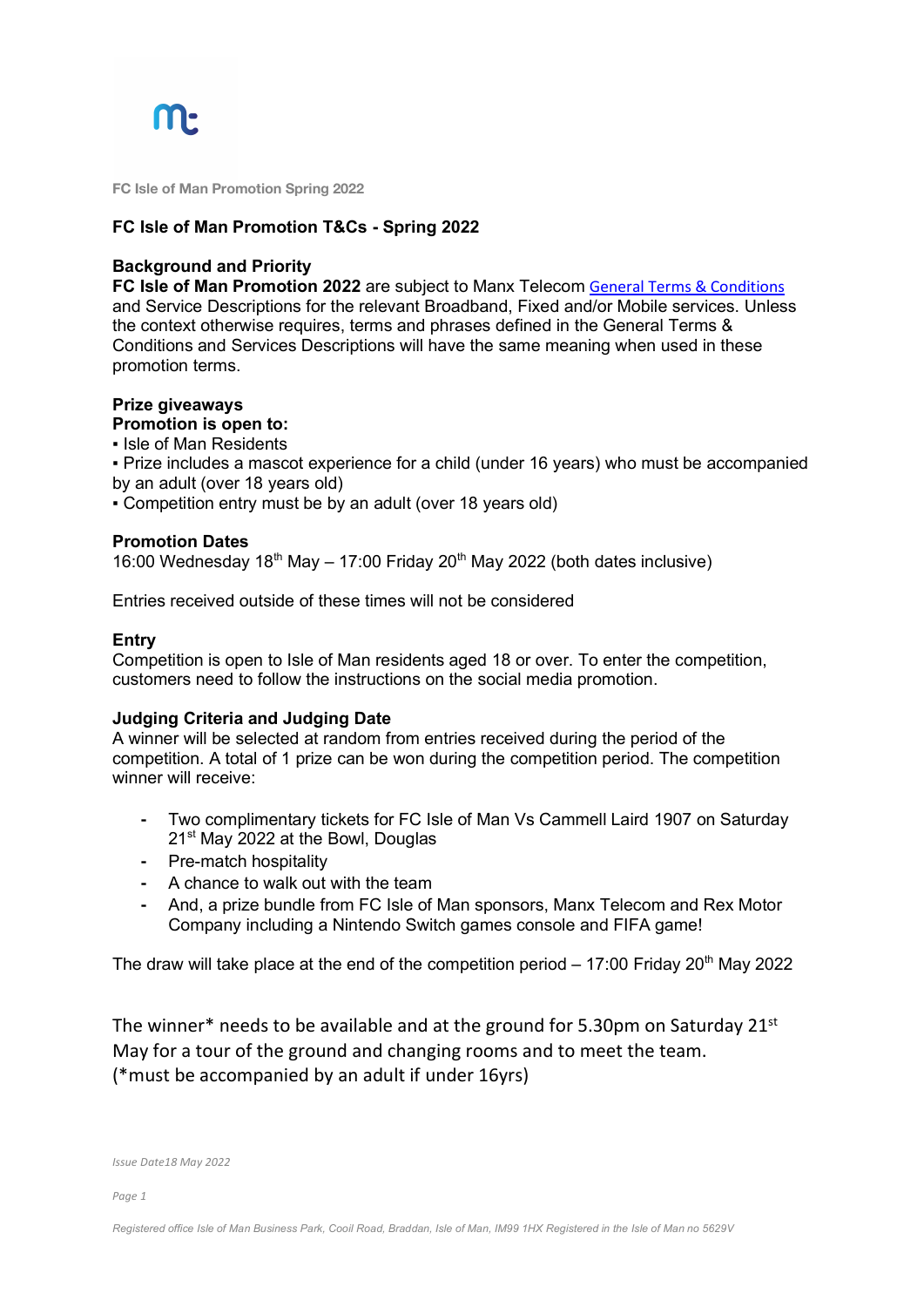FC Isle of Man Promotion Spring 2022

## FC Isle of Man Promotion T&Cs - Spring 2022

### Background and Priority

**FC Isle of Man Promotion 2022** are subject to Manx Telecom General Terms & Conditions and Service Descriptions for the relevant Broadband, Fixed and/or Mobile services. Unless the context otherwise requires, terms and phrases defined in the General Terms & Conditions and Services Descriptions will have the same meaning when used in these promotion terms.

### Prize giveaways

**Promotion is open to:**

- Isle of Man Residents
- Prize includes a mascot experience for a child (under 16 years) who must be accompanied by an adult (over 18 years old)
- Competition entry must be by an adult (over 18 years old)

### Promotion Dates

16:00 Wednesday 18th May – 17:00 Friday 20th May 2022 (both dates inclusive)

Entries received outside of these times will not be considered

### Entry

Competition is open to Isle of Man residents aged 18 or over. To enter the competition, customers need to follow the instructions on the social media promotion.

### Judging Criteria and Judging Date

A winner will be selected at random from entries received during the period of the competition. A total of 1 prize can be won during the competition period. The competition winner will receive:

- Two complimentary tickets for FC Isle of Man Vs Cammell Laird 1907 on Saturday 21st May 2022 at the Bowl, Douglas
- Pre-match hospitality
- A chance to walk out with the team
- And, a prize bundle from FC Isle of Man sponsors, Manx Telecom and Rex Motor Company including a Nintendo Switch games console and FIFA game!

The draw will take place at the end of the competition period – 17:00 Friday 20th May 2022

The winner* needs to be available and at the ground for 5.30pm on Saturday 21st May for a tour of the ground and changing rooms and to meet the team.
(*must be accompanied by an adult if under 16yrs)

*Issue Date18 May 2022*

*Registered office Isle of Man Business Park, Cooil Road, Braddan, Isle of Man, IM99 1HX Registered in the Isle of Man no 5629V*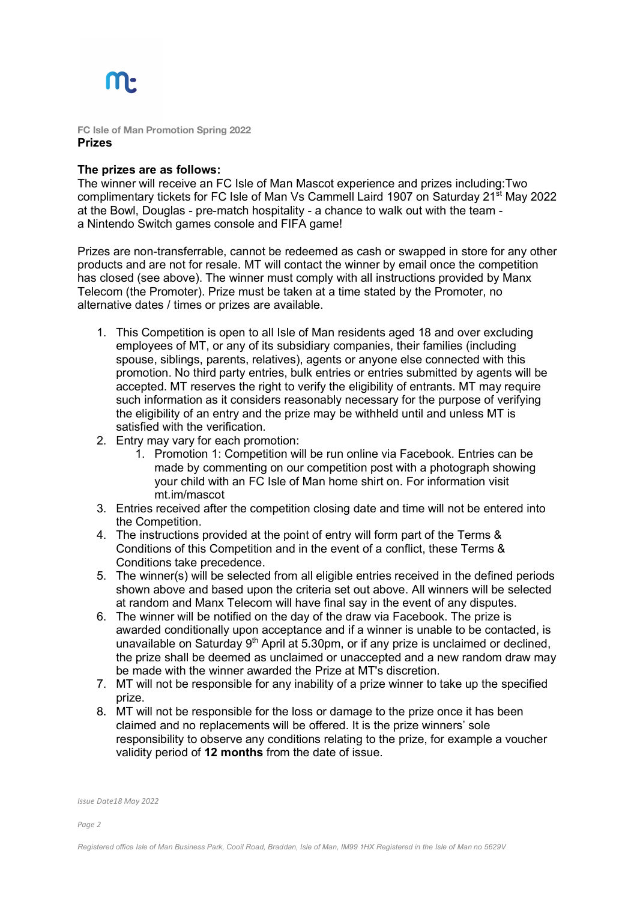**FC Isle of Man Promotion Spring 2022**

## Prizes

**The prizes are as follows:**

The winner will receive an FC Isle of Man Mascot experience and prizes including:Two complimentary tickets for FC Isle of Man Vs Cammell Laird 1907 on Saturday 21st May 2022 at the Bowl, Douglas - pre-match hospitality - a chance to walk out with the team - a Nintendo Switch games console and FIFA game!

Prizes are non-transferrable, cannot be redeemed as cash or swapped in store for any other products and are not for resale. MT will contact the winner by email once the competition has closed (see above). The winner must comply with all instructions provided by Manx Telecom (the Promoter). Prize must be taken at a time stated by the Promoter, no alternative dates / times or prizes are available.

1. This Competition is open to all Isle of Man residents aged 18 and over excluding employees of MT, or any of its subsidiary companies, their families (including spouse, siblings, parents, relatives), agents or anyone else connected with this promotion. No third party entries, bulk entries or entries submitted by agents will be accepted. MT reserves the right to verify the eligibility of entrants. MT may require such information as it considers reasonably necessary for the purpose of verifying the eligibility of an entry and the prize may be withheld until and unless MT is satisfied with the verification.
2. Entry may vary for each promotion:
    1. Promotion 1: Competition will be run online via Facebook. Entries can be made by commenting on our competition post with a photograph showing your child with an FC Isle of Man home shirt on. For information visit mt.im/mascot
3. Entries received after the competition closing date and time will not be entered into the Competition.
4. The instructions provided at the point of entry will form part of the Terms & Conditions of this Competition and in the event of a conflict, these Terms & Conditions take precedence.
5. The winner(s) will be selected from all eligible entries received in the defined periods shown above and based upon the criteria set out above. All winners will be selected at random and Manx Telecom will have final say in the event of any disputes.
6. The winner will be notified on the day of the draw via Facebook. The prize is awarded conditionally upon acceptance and if a winner is unable to be contacted, is unavailable on Saturday 9th April at 5.30pm, or if any prize is unclaimed or declined, the prize shall be deemed as unclaimed or unaccepted and a new random draw may be made with the winner awarded the Prize at MT's discretion.
7. MT will not be responsible for any inability of a prize winner to take up the specified prize.
8. MT will not be responsible for the loss or damage to the prize once it has been claimed and no replacements will be offered. It is the prize winners' sole responsibility to observe any conditions relating to the prize, for example a voucher validity period of **12 months** from the date of issue.

*Issue Date18 May 2022*

*Registered office Isle of Man Business Park, Cooil Road, Braddan, Isle of Man, IM99 1HX Registered in the Isle of Man no 5629V*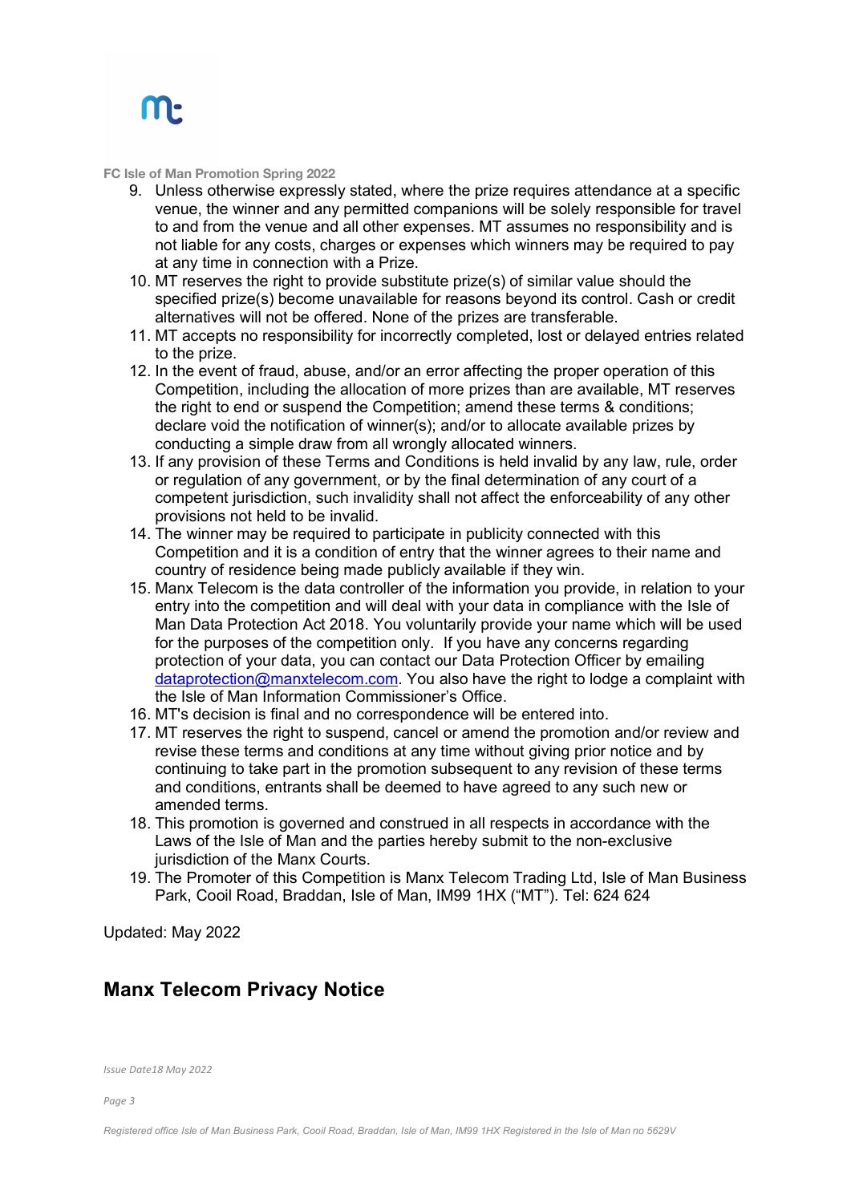FC Isle of Man Promotion Spring 2022

9. Unless otherwise expressly stated, where the prize requires attendance at a specific venue, the winner and any permitted companions will be solely responsible for travel to and from the venue and all other expenses. MT assumes no responsibility and is not liable for any costs, charges or expenses which winners may be required to pay at any time in connection with a Prize.
10. MT reserves the right to provide substitute prize(s) of similar value should the specified prize(s) become unavailable for reasons beyond its control. Cash or credit alternatives will not be offered. None of the prizes are transferable.
11. MT accepts no responsibility for incorrectly completed, lost or delayed entries related to the prize.
12. In the event of fraud, abuse, and/or an error affecting the proper operation of this Competition, including the allocation of more prizes than are available, MT reserves the right to end or suspend the Competition; amend these terms & conditions; declare void the notification of winner(s); and/or to allocate available prizes by conducting a simple draw from all wrongly allocated winners.
13. If any provision of these Terms and Conditions is held invalid by any law, rule, order or regulation of any government, or by the final determination of any court of a competent jurisdiction, such invalidity shall not affect the enforceability of any other provisions not held to be invalid.
14. The winner may be required to participate in publicity connected with this Competition and it is a condition of entry that the winner agrees to their name and country of residence being made publicly available if they win.
15. Manx Telecom is the data controller of the information you provide, in relation to your entry into the competition and will deal with your data in compliance with the Isle of Man Data Protection Act 2018. You voluntarily provide your name which will be used for the purposes of the competition only. If you have any concerns regarding protection of your data, you can contact our Data Protection Officer by emailing dataprotection@manxtelecom.com. You also have the right to lodge a complaint with the Isle of Man Information Commissioner's Office.
16. MT's decision is final and no correspondence will be entered into.
17. MT reserves the right to suspend, cancel or amend the promotion and/or review and revise these terms and conditions at any time without giving prior notice and by continuing to take part in the promotion subsequent to any revision of these terms and conditions, entrants shall be deemed to have agreed to any such new or amended terms.
18. This promotion is governed and construed in all respects in accordance with the Laws of the Isle of Man and the parties hereby submit to the non-exclusive jurisdiction of the Manx Courts.
19. The Promoter of this Competition is Manx Telecom Trading Ltd, Isle of Man Business Park, Cooil Road, Braddan, Isle of Man, IM99 1HX ("MT"). Tel: 624 624

Updated: May 2022

## Manx Telecom Privacy Notice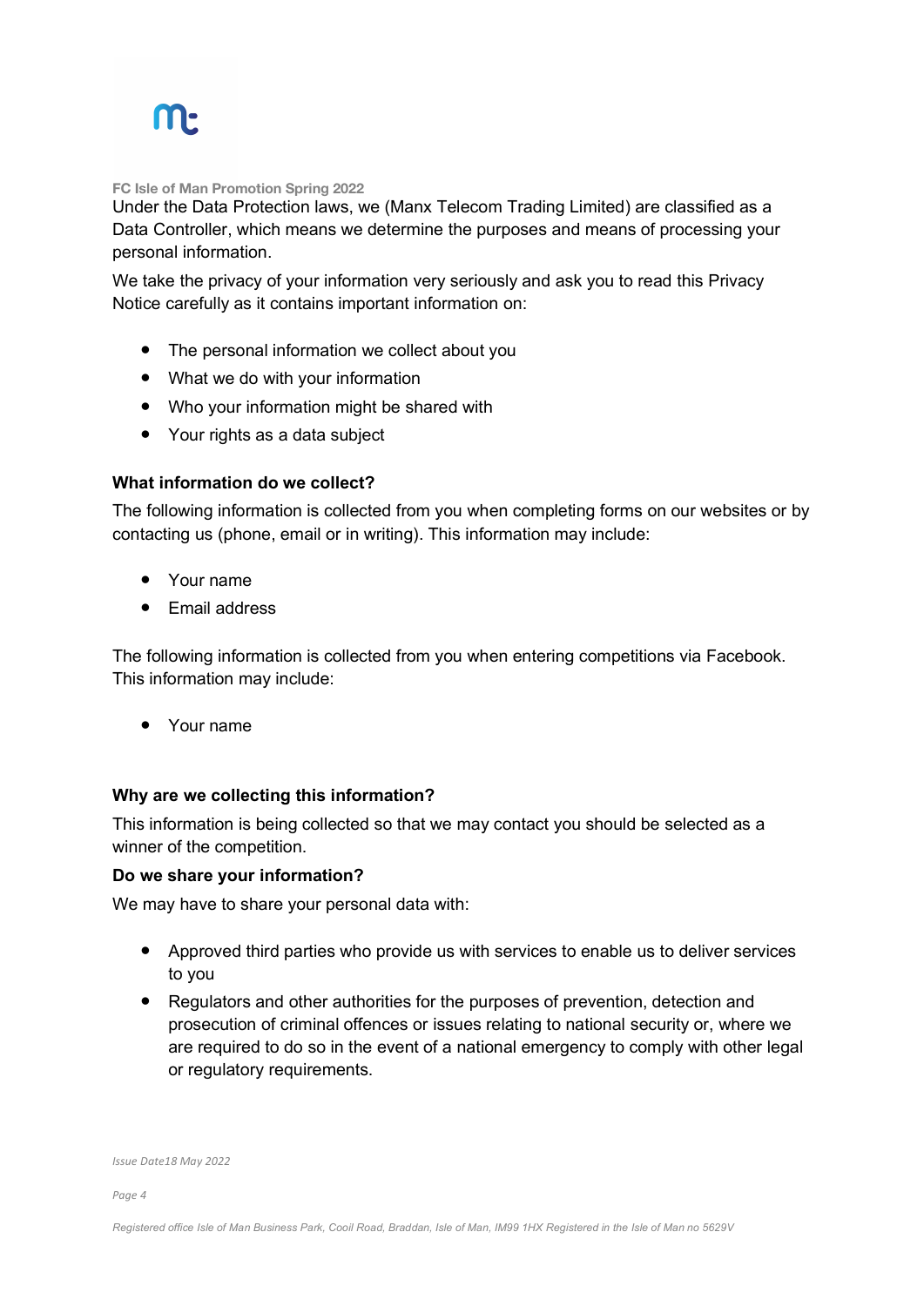FC Isle of Man Promotion Spring 2022

Under the Data Protection laws, we (Manx Telecom Trading Limited) are classified as a Data Controller, which means we determine the purposes and means of processing your personal information.

We take the privacy of your information very seriously and ask you to read this Privacy Notice carefully as it contains important information on:

- The personal information we collect about you
- What we do with your information
- Who your information might be shared with
- Your rights as a data subject

**What information do we collect?**

The following information is collected from you when completing forms on our websites or by contacting us (phone, email or in writing). This information may include:

- Your name
- Email address

The following information is collected from you when entering competitions via Facebook. This information may include:

- Your name

**Why are we collecting this information?**

This information is being collected so that we may contact you should be selected as a winner of the competition.

**Do we share your information?**

We may have to share your personal data with:

- Approved third parties who provide us with services to enable us to deliver services to you
- Regulators and other authorities for the purposes of prevention, detection and prosecution of criminal offences or issues relating to national security or, where we are required to do so in the event of a national emergency to comply with other legal or regulatory requirements.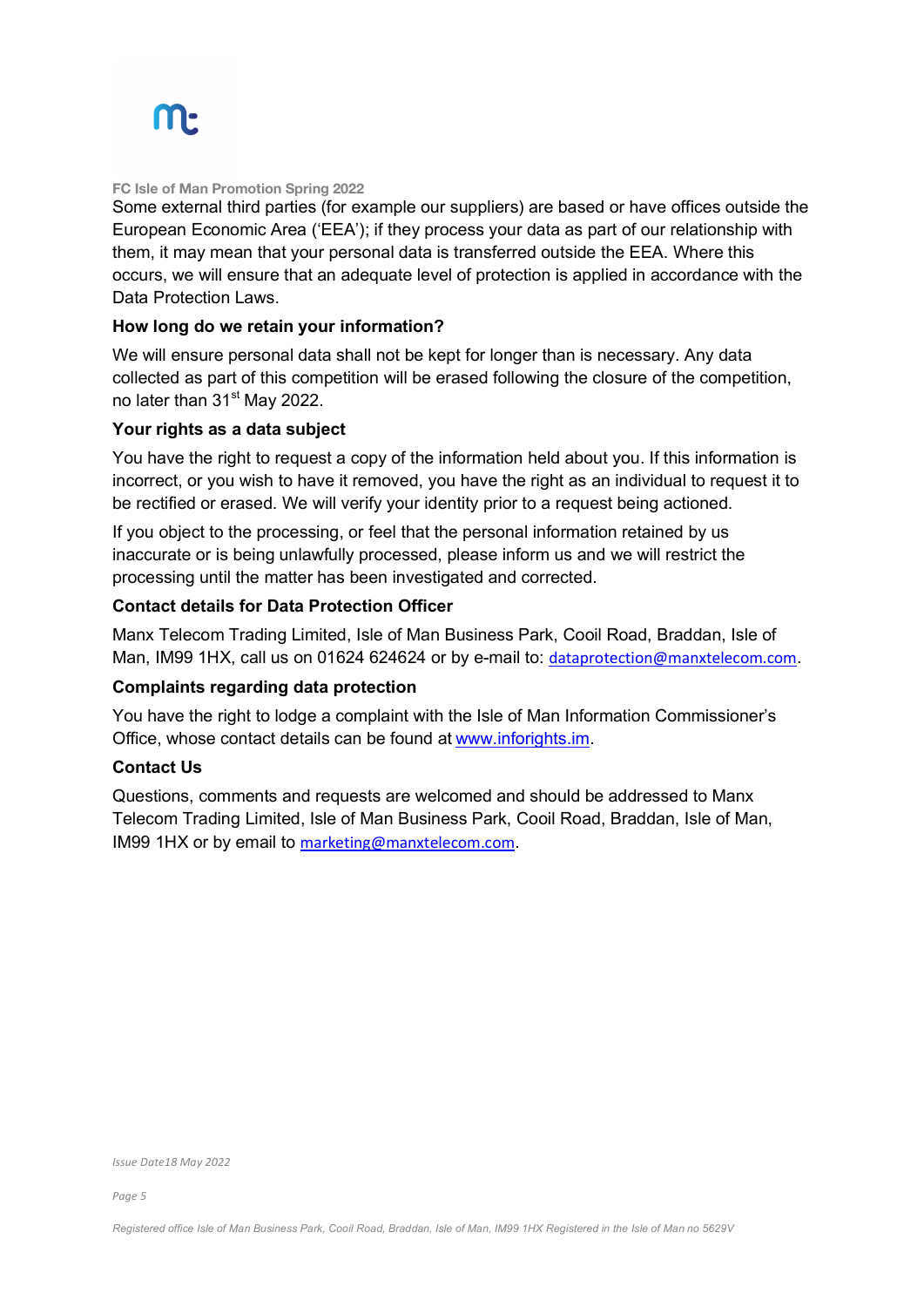Some external third parties (for example our suppliers) are based or have offices outside the European Economic Area ('EEA'); if they process your data as part of our relationship with them, it may mean that your personal data is transferred outside the EEA. Where this occurs, we will ensure that an adequate level of protection is applied in accordance with the Data Protection Laws.

**How long do we retain your information?**

We will ensure personal data shall not be kept for longer than is necessary. Any data collected as part of this competition will be erased following the closure of the competition, no later than 31st May 2022.

**Your rights as a data subject**

You have the right to request a copy of the information held about you. If this information is incorrect, or you wish to have it removed, you have the right as an individual to request it to be rectified or erased. We will verify your identity prior to a request being actioned.

If you object to the processing, or feel that the personal information retained by us inaccurate or is being unlawfully processed, please inform us and we will restrict the processing until the matter has been investigated and corrected.

**Contact details for Data Protection Officer**

Manx Telecom Trading Limited, Isle of Man Business Park, Cooil Road, Braddan, Isle of Man, IM99 1HX, call us on 01624 624624 or by e-mail to: dataprotection@manxtelecom.com.

**Complaints regarding data protection**

You have the right to lodge a complaint with the Isle of Man Information Commissioner's Office, whose contact details can be found at www.inforights.im.

**Contact Us**

Questions, comments and requests are welcomed and should be addressed to Manx Telecom Trading Limited, Isle of Man Business Park, Cooil Road, Braddan, Isle of Man, IM99 1HX or by email to marketing@manxtelecom.com.